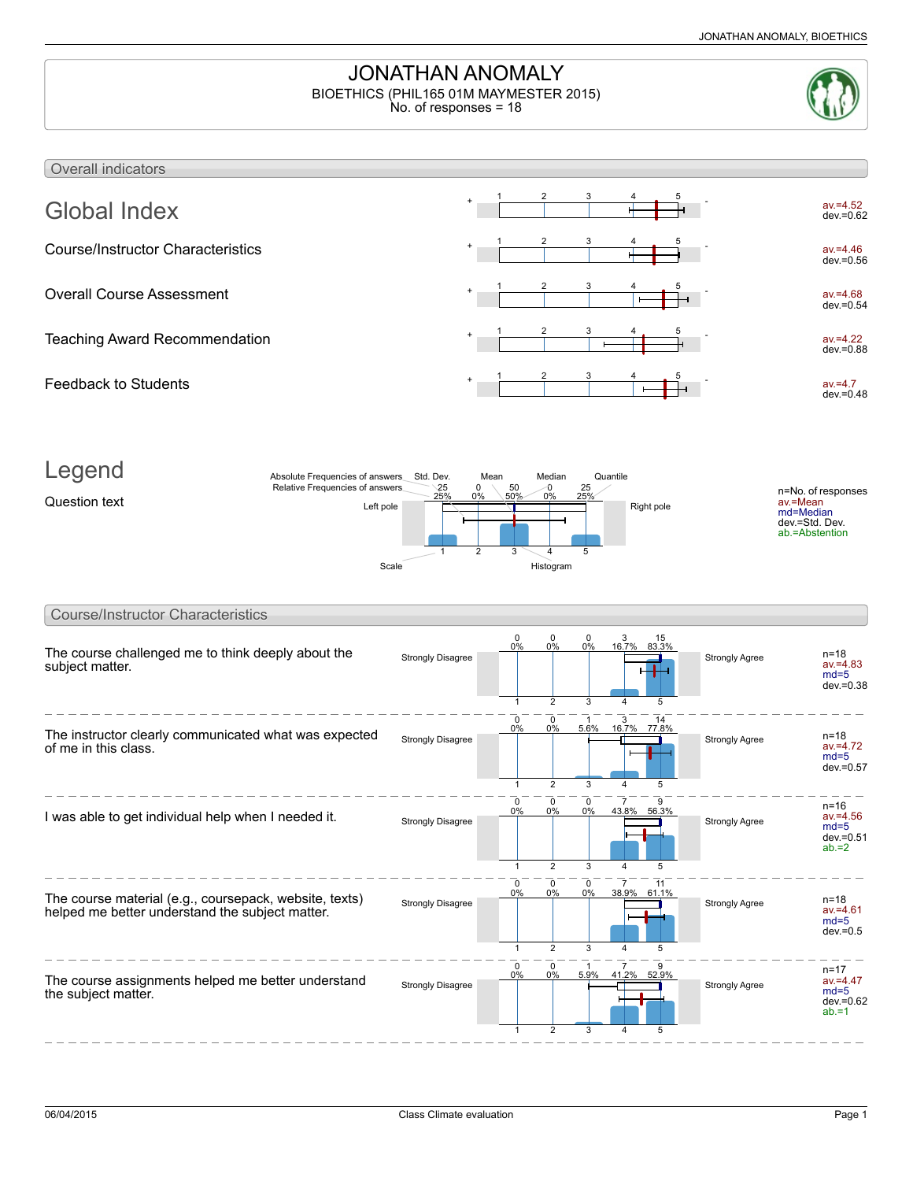# JONATHAN ANOMALY

BIOETHICS (PHIL165 01M MAYMESTER 2015)
No. of responses = 18

## Overall indicators

| Indicator | Left pole | Scale (1–5) | Right pole | Statistics |
|---|---|---|---|---|
| **Global Index** | + | | - | av.=4.52, dev.=0.62 |
| Course/Instructor Characteristics | + | | - | av.=4.46, dev.=0.56 |
| Overall Course Assessment | + | | - | av.=4.68, dev.=0.54 |
| Teaching Award Recommendation | + | | - | av.=4.22, dev.=0.88 |
| Feedback to Students | + | | - | av.=4.7, dev.=0.48 |

## Legend

Question text

Absolute Frequencies of answers; Relative Frequencies of answers; Std. Dev.; Mean; Median; Quantile; Left pole; Right pole; Scale; Histogram

Example: 25 (25%), 0 (0%), 50 (50%), 0 (0%), 25 (25%) for scale values 1, 2, 3, 4, 5

n=No. of responses
av.=Mean
md=Median
dev.=Std. Dev.
ab.=Abstention

## Course/Instructor Characteristics

| Question | Left pole | 1 | 2 | 3 | 4 | 5 | Right pole | Statistics |
|---|---|---|---|---|---|---|---|---|
| The course challenged me to think deeply about the subject matter. | Strongly Disagree | 0 (0%) | 0 (0%) | 0 (0%) | 3 (16.7%) | 15 (83.3%) | Strongly Agree | n=18, av.=4.83, md=5, dev.=0.38 |
| The instructor clearly communicated what was expected of me in this class. | Strongly Disagree | 0 (0%) | 0 (0%) | 1 (5.6%) | 3 (16.7%) | 14 (77.8%) | Strongly Agree | n=18, av.=4.72, md=5, dev.=0.57 |
| I was able to get individual help when I needed it. | Strongly Disagree | 0 (0%) | 0 (0%) | 0 (0%) | 7 (43.8%) | 9 (56.3%) | Strongly Agree | n=16, av.=4.56, md=5, dev.=0.51, ab.=2 |
| The course material (e.g., coursepack, website, texts) helped me better understand the subject matter. | Strongly Disagree | 0 (0%) | 0 (0%) | 0 (0%) | 7 (38.9%) | 11 (61.1%) | Strongly Agree | n=18, av.=4.61, md=5, dev.=0.5 |
| The course assignments helped me better understand the subject matter. | Strongly Disagree | 0 (0%) | 0 (0%) | 1 (5.9%) | 7 (41.2%) | 9 (52.9%) | Strongly Agree | n=17, av.=4.47, md=5, dev.=0.62, ab.=1 |

06/04/2015 — Class Climate evaluation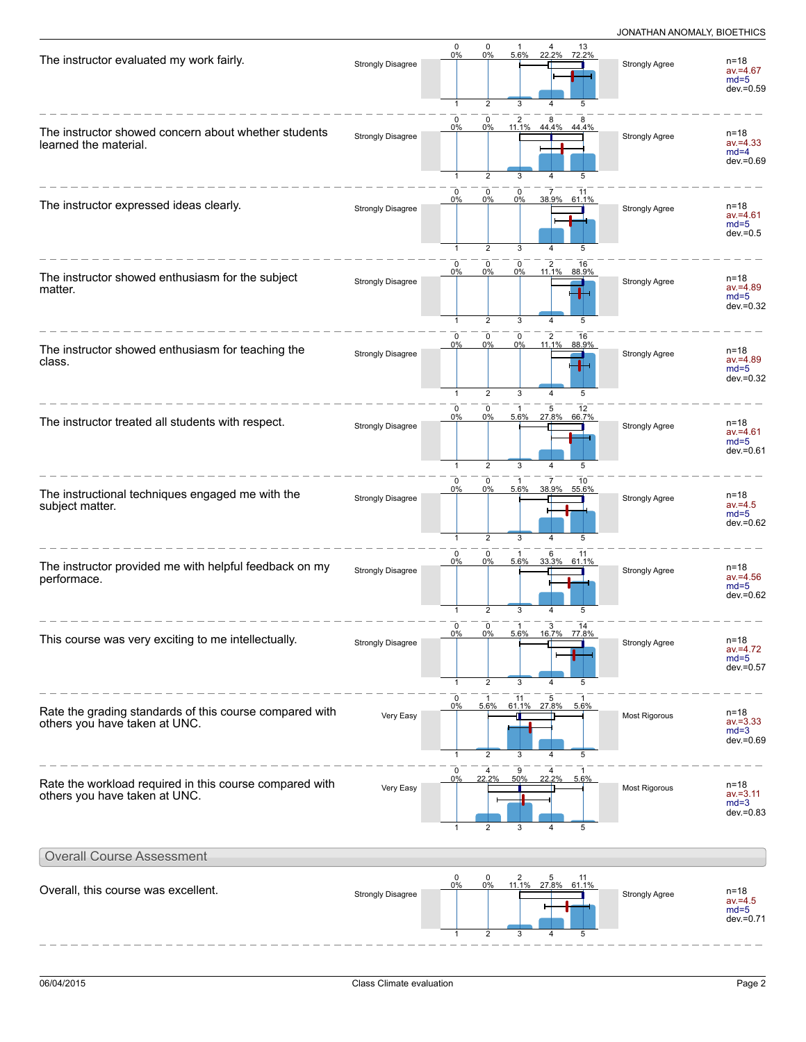The instructor evaluated my work fairly.

| Strongly Disagree | 1 | 2 | 3 | 4 | 5 | Strongly Agree | n=18 av.=4.67 md=5 dev.=0.59 |
|---|---|---|---|---|---|---|---|
| | 0 (0%) | 0 (0%) | 1 (5.6%) | 4 (22.2%) | 13 (72.2%) | | |

The instructor showed concern about whether students learned the material.

| Strongly Disagree | 1 | 2 | 3 | 4 | 5 | Strongly Agree | n=18 av.=4.33 md=4 dev.=0.69 |
|---|---|---|---|---|---|---|---|
| | 0 (0%) | 0 (0%) | 2 (11.1%) | 8 (44.4%) | 8 (44.4%) | | |

The instructor expressed ideas clearly.

| Strongly Disagree | 1 | 2 | 3 | 4 | 5 | Strongly Agree | n=18 av.=4.61 md=5 dev.=0.5 |
|---|---|---|---|---|---|---|---|
| | 0 (0%) | 0 (0%) | 0 (0%) | 7 (38.9%) | 11 (61.1%) | | |

The instructor showed enthusiasm for the subject matter.

| Strongly Disagree | 1 | 2 | 3 | 4 | 5 | Strongly Agree | n=18 av.=4.89 md=5 dev.=0.32 |
|---|---|---|---|---|---|---|---|
| | 0 (0%) | 0 (0%) | 0 (0%) | 2 (11.1%) | 16 (88.9%) | | |

The instructor showed enthusiasm for teaching the class.

| Strongly Disagree | 1 | 2 | 3 | 4 | 5 | Strongly Agree | n=18 av.=4.89 md=5 dev.=0.32 |
|---|---|---|---|---|---|---|---|
| | 0 (0%) | 0 (0%) | 0 (0%) | 2 (11.1%) | 16 (88.9%) | | |

The instructor treated all students with respect.

| Strongly Disagree | 1 | 2 | 3 | 4 | 5 | Strongly Agree | n=18 av.=4.61 md=5 dev.=0.61 |
|---|---|---|---|---|---|---|---|
| | 0 (0%) | 0 (0%) | 1 (5.6%) | 5 (27.8%) | 12 (66.7%) | | |

The instructional techniques engaged me with the subject matter.

| Strongly Disagree | 1 | 2 | 3 | 4 | 5 | Strongly Agree | n=18 av.=4.5 md=5 dev.=0.62 |
|---|---|---|---|---|---|---|---|
| | 0 (0%) | 0 (0%) | 1 (5.6%) | 7 (38.9%) | 10 (55.6%) | | |

The instructor provided me with helpful feedback on my performace.

| Strongly Disagree | 1 | 2 | 3 | 4 | 5 | Strongly Agree | n=18 av.=4.56 md=5 dev.=0.62 |
|---|---|---|---|---|---|---|---|
| | 0 (0%) | 0 (0%) | 1 (5.6%) | 6 (33.3%) | 11 (61.1%) | | |

This course was very exciting to me intellectually.

| Strongly Disagree | 1 | 2 | 3 | 4 | 5 | Strongly Agree | n=18 av.=4.72 md=5 dev.=0.57 |
|---|---|---|---|---|---|---|---|
| | 0 (0%) | 0 (0%) | 1 (5.6%) | 3 (16.7%) | 14 (77.8%) | | |

Rate the grading standards of this course compared with others you have taken at UNC.

| Very Easy | 1 | 2 | 3 | 4 | 5 | Most Rigorous | n=18 av.=3.33 md=3 dev.=0.69 |
|---|---|---|---|---|---|---|---|
| | 0 (0%) | 1 (5.6%) | 11 (61.1%) | 5 (27.8%) | 1 (5.6%) | | |

Rate the workload required in this course compared with others you have taken at UNC.

| Very Easy | 1 | 2 | 3 | 4 | 5 | Most Rigorous | n=18 av.=3.11 md=3 dev.=0.83 |
|---|---|---|---|---|---|---|---|
| | 0 (0%) | 4 (22.2%) | 9 (50%) | 4 (22.2%) | 1 (5.6%) | | |

## Overall Course Assessment

Overall, this course was excellent.

| Strongly Disagree | 1 | 2 | 3 | 4 | 5 | Strongly Agree | n=18 av.=4.5 md=5 dev.=0.71 |
|---|---|---|---|---|---|---|---|
| | 0 (0%) | 0 (0%) | 2 (11.1%) | 5 (27.8%) | 11 (61.1%) | | |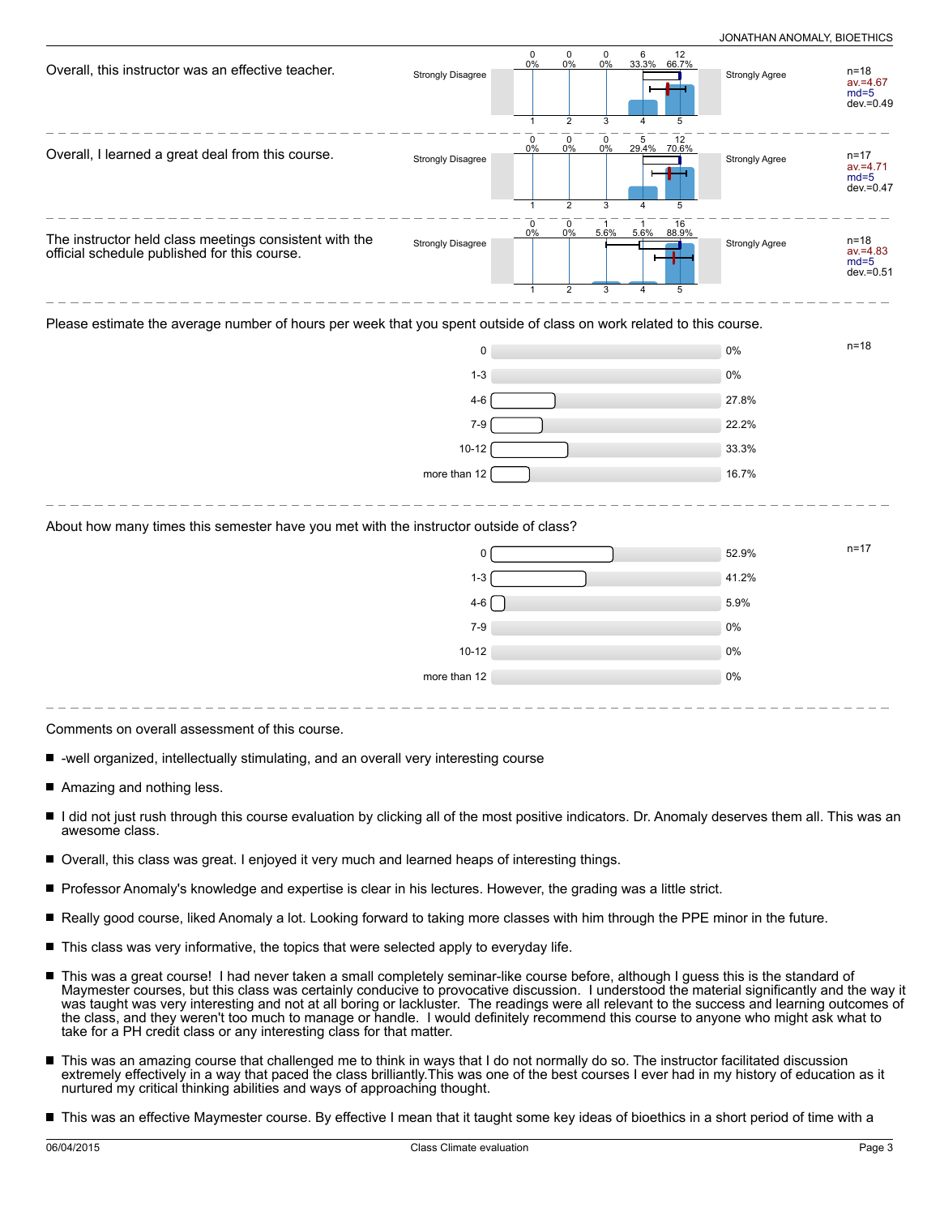Overall, this instructor was an effective teacher.

| Strongly Disagree | 1 | 2 | 3 | 4 | 5 | Strongly Agree | |
|---|---|---|---|---|---|---|---|
| | 0 (0%) | 0 (0%) | 0 (0%) | 6 (33.3%) | 12 (66.7%) | | n=18, av.=4.67, md=5, dev.=0.49 |

Overall, I learned a great deal from this course.

| Strongly Disagree | 1 | 2 | 3 | 4 | 5 | Strongly Agree | |
|---|---|---|---|---|---|---|---|
| | 0 (0%) | 0 (0%) | 0 (0%) | 5 (29.4%) | 12 (70.6%) | | n=17, av.=4.71, md=5, dev.=0.47 |

The instructor held class meetings consistent with the official schedule published for this course.

| Strongly Disagree | 1 | 2 | 3 | 4 | 5 | Strongly Agree | |
|---|---|---|---|---|---|---|---|
| | 0 (0%) | 0 (0%) | 1 (5.6%) | 1 (5.6%) | 16 (88.9%) | | n=18, av.=4.83, md=5, dev.=0.51 |

Please estimate the average number of hours per week that you spent outside of class on work related to this course.

n=18

| Hours | Percent |
|---|---|
| 0 | 0% |
| 1-3 | 0% |
| 4-6 | 27.8% |
| 7-9 | 22.2% |
| 10-12 | 33.3% |
| more than 12 | 16.7% |

About how many times this semester have you met with the instructor outside of class?

n=17

| Times | Percent |
|---|---|
| 0 | 52.9% |
| 1-3 | 41.2% |
| 4-6 | 5.9% |
| 7-9 | 0% |
| 10-12 | 0% |
| more than 12 | 0% |

Comments on overall assessment of this course.

- -well organized, intellectually stimulating, and an overall very interesting course
- Amazing and nothing less.
- I did not just rush through this course evaluation by clicking all of the most positive indicators. Dr. Anomaly deserves them all. This was an awesome class.
- Overall, this class was great. I enjoyed it very much and learned heaps of interesting things.
- Professor Anomaly's knowledge and expertise is clear in his lectures. However, the grading was a little strict.
- Really good course, liked Anomaly a lot. Looking forward to taking more classes with him through the PPE minor in the future.
- This class was very informative, the topics that were selected apply to everyday life.
- This was a great course! I had never taken a small completely seminar-like course before, although I guess this is the standard of Maymester courses, but this class was certainly conducive to provocative discussion. I understood the material significantly and the way it was taught was very interesting and not at all boring or lackluster. The readings were all relevant to the success and learning outcomes of the class, and they weren't too much to manage or handle. I would definitely recommend this course to anyone who might ask what to take for a PH credit class or any interesting class for that matter.
- This was an amazing course that challenged me to think in ways that I do not normally do so. The instructor facilitated discussion extremely effectively in a way that paced the class brilliantly.This was one of the best courses I ever had in my history of education as it nurtured my critical thinking abilities and ways of approaching thought.
- This was an effective Maymester course. By effective I mean that it taught some key ideas of bioethics in a short period of time with a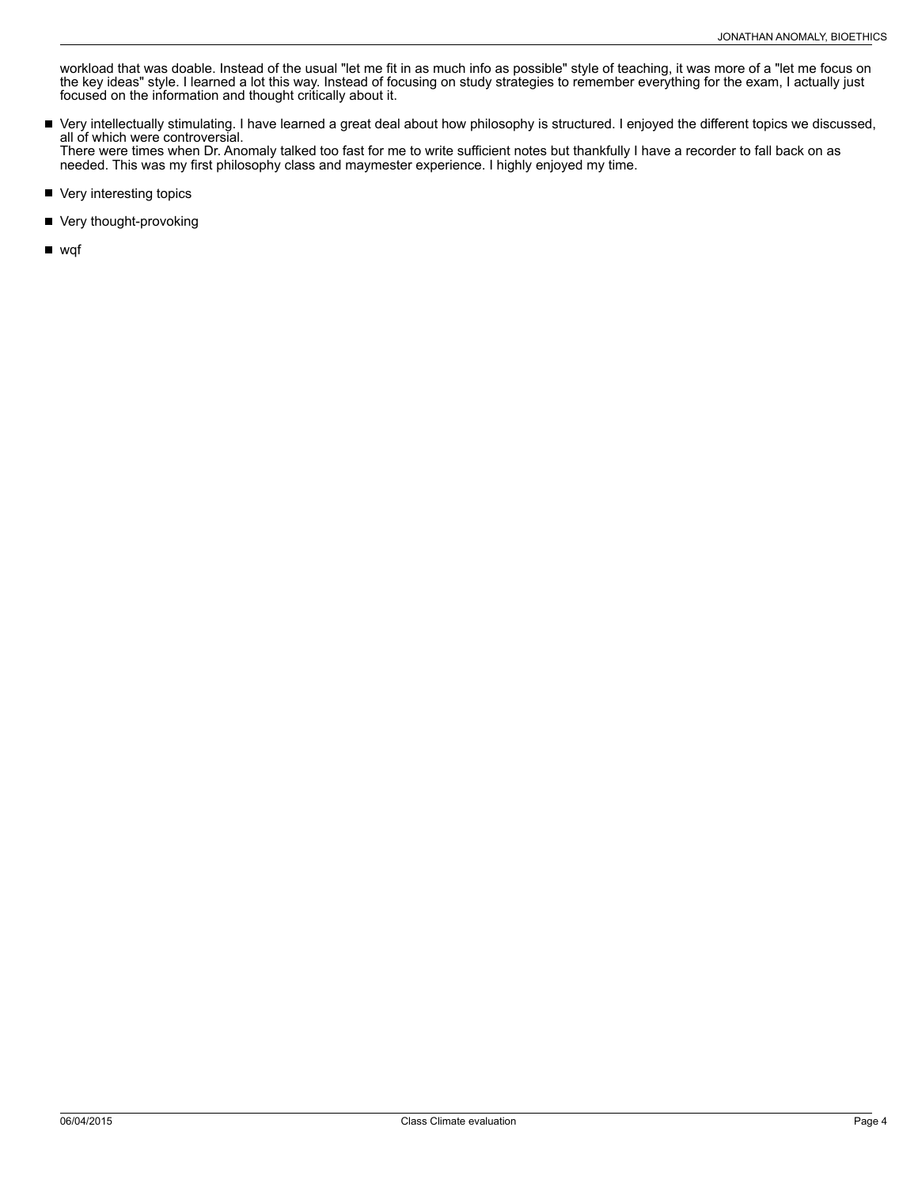workload that was doable. Instead of the usual "let me fit in as much info as possible" style of teaching, it was more of a "let me focus on the key ideas" style. I learned a lot this way. Instead of focusing on study strategies to remember everything for the exam, I actually just focused on the information and thought critically about it.

- Very intellectually stimulating. I have learned a great deal about how philosophy is structured. I enjoyed the different topics we discussed, all of which were controversial.
  There were times when Dr. Anomaly talked too fast for me to write sufficient notes but thankfully I have a recorder to fall back on as needed. This was my first philosophy class and maymester experience. I highly enjoyed my time.
- Very interesting topics
- Very thought-provoking
- wqf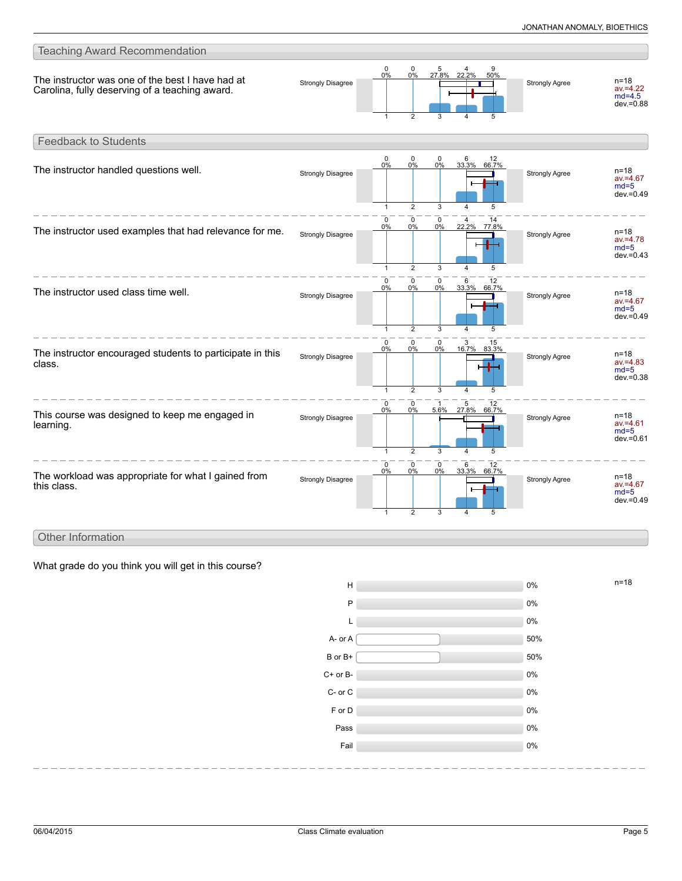## Teaching Award Recommendation

**The instructor was one of the best I have had at Carolina, fully deserving of a teaching award.**

| | 1 (Strongly Disagree) | 2 | 3 | 4 | 5 (Strongly Agree) | Statistics |
|---|---|---|---|---|---|---|
| Count | 0 | 0 | 5 | 4 | 9 | n=18 |
| Percent | 0% | 0% | 27.8% | 22.2% | 50% | av.=4.22, md=4.5, dev.=0.88 |

## Feedback to Students

| Question | 1 (Strongly Disagree) | 2 | 3 | 4 | 5 (Strongly Agree) | n | av. | md | dev. |
|---|---|---|---|---|---|---|---|---|---|
| The instructor handled questions well. | 0 (0%) | 0 (0%) | 0 (0%) | 6 (33.3%) | 12 (66.7%) | 18 | 4.67 | 5 | 0.49 |
| The instructor used examples that had relevance for me. | 0 (0%) | 0 (0%) | 0 (0%) | 4 (22.2%) | 14 (77.8%) | 18 | 4.78 | 5 | 0.43 |
| The instructor used class time well. | 0 (0%) | 0 (0%) | 0 (0%) | 6 (33.3%) | 12 (66.7%) | 18 | 4.67 | 5 | 0.49 |
| The instructor encouraged students to participate in this class. | 0 (0%) | 0 (0%) | 0 (0%) | 3 (16.7%) | 15 (83.3%) | 18 | 4.83 | 5 | 0.38 |
| This course was designed to keep me engaged in learning. | 0 (0%) | 0 (0%) | 1 (5.6%) | 5 (27.8%) | 12 (66.7%) | 18 | 4.61 | 5 | 0.61 |
| The workload was appropriate for what I gained from this class. | 0 (0%) | 0 (0%) | 0 (0%) | 6 (33.3%) | 12 (66.7%) | 18 | 4.67 | 5 | 0.49 |

## Other Information

**What grade do you think you will get in this course?** (n=18)

| Grade | Percent |
|---|---|
| H | 0% |
| P | 0% |
| L | 0% |
| A- or A | 50% |
| B or B+ | 50% |
| C+ or B- | 0% |
| C- or C | 0% |
| F or D | 0% |
| Pass | 0% |
| Fail | 0% |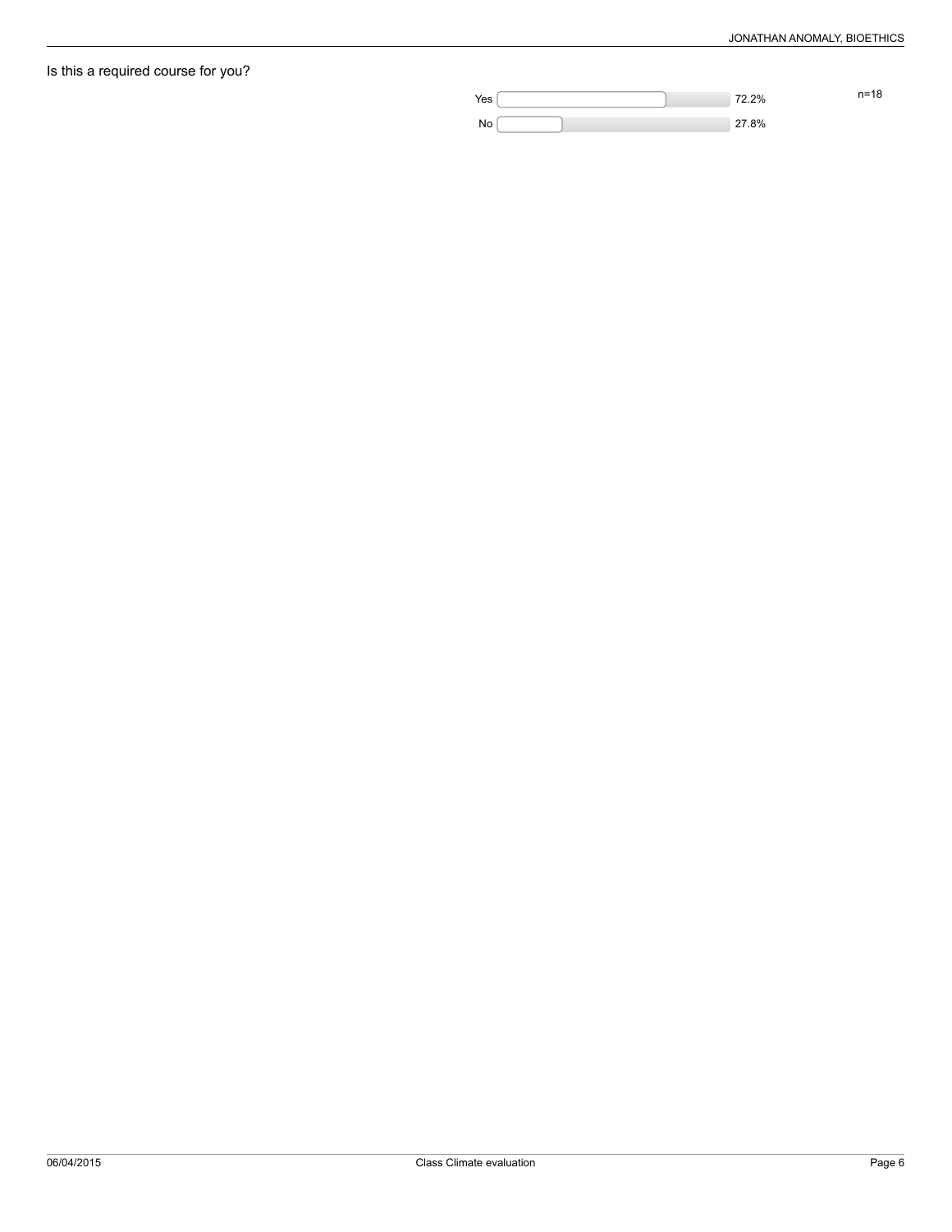Is this a required course for you?

| | | n=18 |
|---|---|---|
| Yes | 72.2% | |
| No | 27.8% | |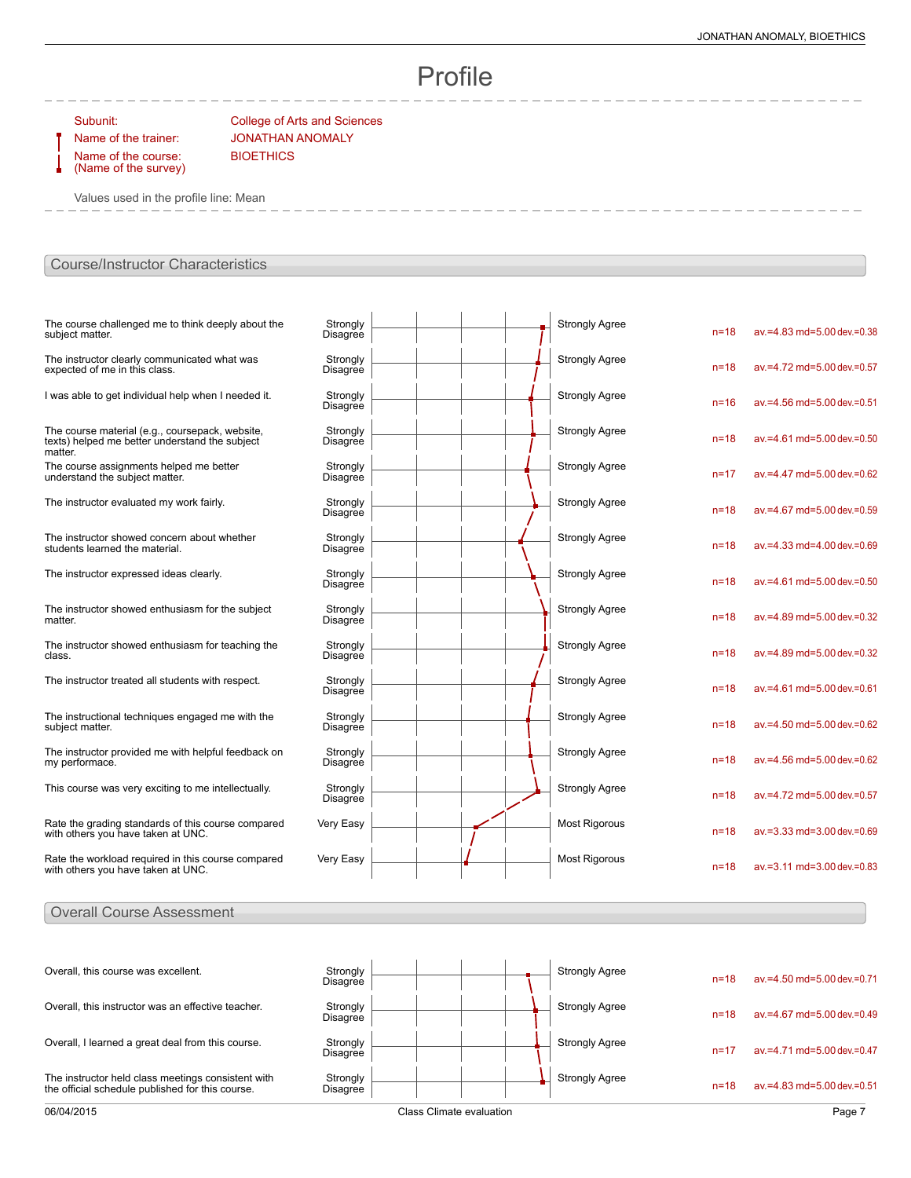# Profile

Subunit: College of Arts and Sciences
Name of the trainer: JONATHAN ANOMALY
Name of the course: (Name of the survey) BIOETHICS

Values used in the profile line: Mean

## Course/Instructor Characteristics

| Question | Left pole | Right pole | n | Statistics |
|---|---|---|---|---|
| The course challenged me to think deeply about the subject matter. | Strongly Disagree | Strongly Agree | n=18 | av.=4.83 md=5.00 dev.=0.38 |
| The instructor clearly communicated what was expected of me in this class. | Strongly Disagree | Strongly Agree | n=18 | av.=4.72 md=5.00 dev.=0.57 |
| I was able to get individual help when I needed it. | Strongly Disagree | Strongly Agree | n=16 | av.=4.56 md=5.00 dev.=0.51 |
| The course material (e.g., coursepack, website, texts) helped me better understand the subject matter. | Strongly Disagree | Strongly Agree | n=18 | av.=4.61 md=5.00 dev.=0.50 |
| The course assignments helped me better understand the subject matter. | Strongly Disagree | Strongly Agree | n=17 | av.=4.47 md=5.00 dev.=0.62 |
| The instructor evaluated my work fairly. | Strongly Disagree | Strongly Agree | n=18 | av.=4.67 md=5.00 dev.=0.59 |
| The instructor showed concern about whether students learned the material. | Strongly Disagree | Strongly Agree | n=18 | av.=4.33 md=4.00 dev.=0.69 |
| The instructor expressed ideas clearly. | Strongly Disagree | Strongly Agree | n=18 | av.=4.61 md=5.00 dev.=0.50 |
| The instructor showed enthusiasm for the subject matter. | Strongly Disagree | Strongly Agree | n=18 | av.=4.89 md=5.00 dev.=0.32 |
| The instructor showed enthusiasm for teaching the class. | Strongly Disagree | Strongly Agree | n=18 | av.=4.89 md=5.00 dev.=0.32 |
| The instructor treated all students with respect. | Strongly Disagree | Strongly Agree | n=18 | av.=4.61 md=5.00 dev.=0.61 |
| The instructional techniques engaged me with the subject matter. | Strongly Disagree | Strongly Agree | n=18 | av.=4.50 md=5.00 dev.=0.62 |
| The instructor provided me with helpful feedback on my performace. | Strongly Disagree | Strongly Agree | n=18 | av.=4.56 md=5.00 dev.=0.62 |
| This course was very exciting to me intellectually. | Strongly Disagree | Strongly Agree | n=18 | av.=4.72 md=5.00 dev.=0.57 |
| Rate the grading standards of this course compared with others you have taken at UNC. | Very Easy | Most Rigorous | n=18 | av.=3.33 md=3.00 dev.=0.69 |
| Rate the workload required in this course compared with others you have taken at UNC. | Very Easy | Most Rigorous | n=18 | av.=3.11 md=3.00 dev.=0.83 |

## Overall Course Assessment

| Question | Left pole | Right pole | n | Statistics |
|---|---|---|---|---|
| Overall, this course was excellent. | Strongly Disagree | Strongly Agree | n=18 | av.=4.50 md=5.00 dev.=0.71 |
| Overall, this instructor was an effective teacher. | Strongly Disagree | Strongly Agree | n=18 | av.=4.67 md=5.00 dev.=0.49 |
| Overall, I learned a great deal from this course. | Strongly Disagree | Strongly Agree | n=17 | av.=4.71 md=5.00 dev.=0.47 |
| The instructor held class meetings consistent with the official schedule published for this course. | Strongly Disagree | Strongly Agree | n=18 | av.=4.83 md=5.00 dev.=0.51 |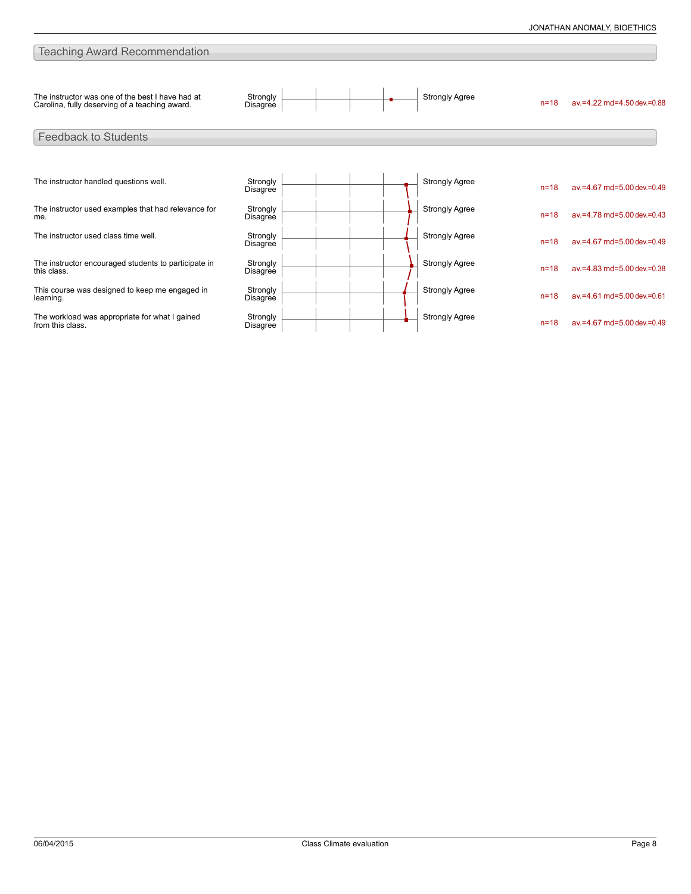## Teaching Award Recommendation

The instructor was one of the best I have had at Carolina, fully deserving of a teaching award.
Strongly Disagree — Strongly Agree
n=18 av.=4.22 md=4.50 dev.=0.88

## Feedback to Students

The instructor handled questions well.
Strongly Disagree — Strongly Agree
n=18 av.=4.67 md=5.00 dev.=0.49

The instructor used examples that had relevance for me.
Strongly Disagree — Strongly Agree
n=18 av.=4.78 md=5.00 dev.=0.43

The instructor used class time well.
Strongly Disagree — Strongly Agree
n=18 av.=4.67 md=5.00 dev.=0.49

The instructor encouraged students to participate in this class.
Strongly Disagree — Strongly Agree
n=18 av.=4.83 md=5.00 dev.=0.38

This course was designed to keep me engaged in learning.
Strongly Disagree — Strongly Agree
n=18 av.=4.61 md=5.00 dev.=0.61

The workload was appropriate for what I gained from this class.
Strongly Disagree — Strongly Agree
n=18 av.=4.67 md=5.00 dev.=0.49